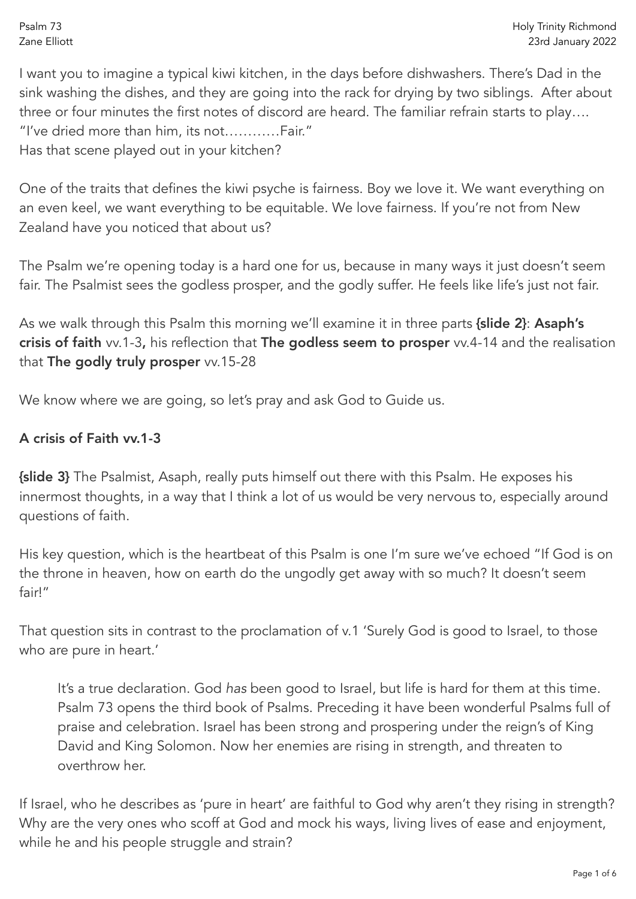I want you to imagine a typical kiwi kitchen, in the days before dishwashers. There's Dad in the sink washing the dishes, and they are going into the rack for drying by two siblings. After about three or four minutes the first notes of discord are heard. The familiar refrain starts to play….
"I've dried more than him, its not…………Fair."
Has that scene played out in your kitchen?

One of the traits that defines the kiwi psyche is fairness. Boy we love it. We want everything on an even keel, we want everything to be equitable. We love fairness. If you're not from New Zealand have you noticed that about us?

The Psalm we're opening today is a hard one for us, because in many ways it just doesn't seem fair. The Psalmist sees the godless prosper, and the godly suffer. He feels like life's just not fair.

As we walk through this Psalm this morning we'll examine it in three parts **{slide 2}**: **Asaph's crisis of faith** vv.1-3**,** his reflection that **The godless seem to prosper** vv.4-14 and the realisation that **The godly truly prosper** vv.15-28

We know where we are going, so let's pray and ask God to Guide us.

### A crisis of Faith vv.1-3

**{slide 3}** The Psalmist, Asaph, really puts himself out there with this Psalm. He exposes his innermost thoughts, in a way that I think a lot of us would be very nervous to, especially around questions of faith.

His key question, which is the heartbeat of this Psalm is one I'm sure we've echoed "If God is on the throne in heaven, how on earth do the ungodly get away with so much? It doesn't seem fair!"

That question sits in contrast to the proclamation of v.1 'Surely God is good to Israel, to those who are pure in heart.'

> It's a true declaration. God *has* been good to Israel, but life is hard for them at this time. Psalm 73 opens the third book of Psalms. Preceding it have been wonderful Psalms full of praise and celebration. Israel has been strong and prospering under the reign's of King David and King Solomon. Now her enemies are rising in strength, and threaten to overthrow her.

If Israel, who he describes as 'pure in heart' are faithful to God why aren't they rising in strength? Why are the very ones who scoff at God and mock his ways, living lives of ease and enjoyment, while he and his people struggle and strain?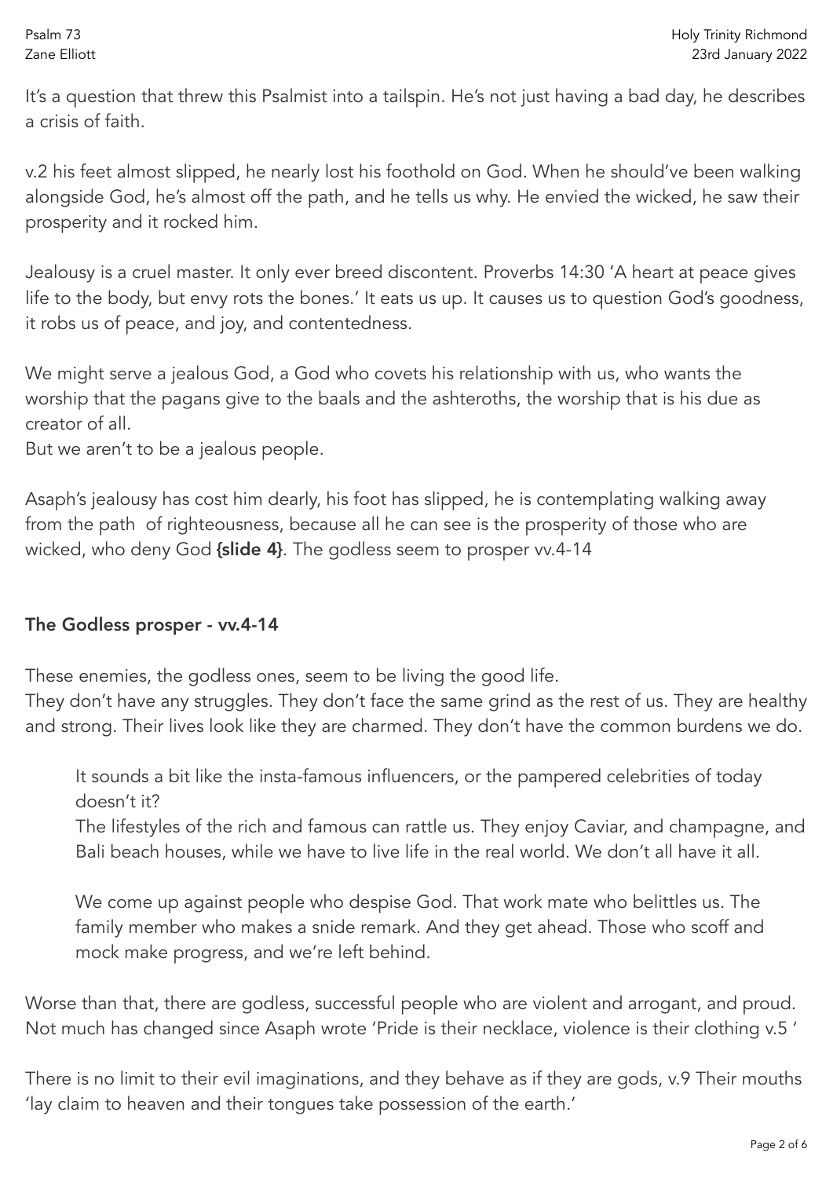It's a question that threw this Psalmist into a tailspin. He's not just having a bad day, he describes a crisis of faith.

v.2 his feet almost slipped, he nearly lost his foothold on God. When he should've been walking alongside God, he's almost off the path, and he tells us why. He envied the wicked, he saw their prosperity and it rocked him.

Jealousy is a cruel master. It only ever breed discontent. Proverbs 14:30 'A heart at peace gives life to the body, but envy rots the bones.' It eats us up. It causes us to question God's goodness, it robs us of peace, and joy, and contentedness.

We might serve a jealous God, a God who covets his relationship with us, who wants the worship that the pagans give to the baals and the ashteroths, the worship that is his due as creator of all.
But we aren't to be a jealous people.

Asaph's jealousy has cost him dearly, his foot has slipped, he is contemplating walking away from the path of righteousness, because all he can see is the prosperity of those who are wicked, who deny God **{slide 4}**. The godless seem to prosper vv.4-14

### The Godless prosper - vv.4-14

These enemies, the godless ones, seem to be living the good life.
They don't have any struggles. They don't face the same grind as the rest of us. They are healthy and strong. Their lives look like they are charmed. They don't have the common burdens we do.

> It sounds a bit like the insta-famous influencers, or the pampered celebrities of today doesn't it?
> The lifestyles of the rich and famous can rattle us. They enjoy Caviar, and champagne, and Bali beach houses, while we have to live life in the real world. We don't all have it all.
>
> We come up against people who despise God. That work mate who belittles us. The family member who makes a snide remark. And they get ahead. Those who scoff and mock make progress, and we're left behind.

Worse than that, there are godless, successful people who are violent and arrogant, and proud. Not much has changed since Asaph wrote 'Pride is their necklace, violence is their clothing v.5 '

There is no limit to their evil imaginations, and they behave as if they are gods, v.9 Their mouths 'lay claim to heaven and their tongues take possession of the earth.'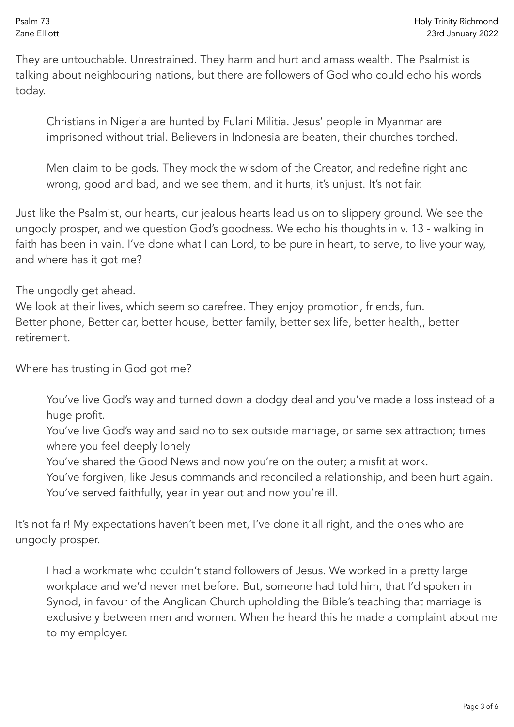They are untouchable. Unrestrained. They harm and hurt and amass wealth. The Psalmist is talking about neighbouring nations, but there are followers of God who could echo his words today.

> Christians in Nigeria are hunted by Fulani Militia. Jesus' people in Myanmar are imprisoned without trial. Believers in Indonesia are beaten, their churches torched.
>
> Men claim to be gods. They mock the wisdom of the Creator, and redefine right and wrong, good and bad, and we see them, and it hurts, it's unjust. It's not fair.

Just like the Psalmist, our hearts, our jealous hearts lead us on to slippery ground. We see the ungodly prosper, and we question God's goodness. We echo his thoughts in v. 13 - walking in faith has been in vain. I've done what I can Lord, to be pure in heart, to serve, to live your way, and where has it got me?

The ungodly get ahead.
We look at their lives, which seem so carefree. They enjoy promotion, friends, fun.
Better phone, Better car, better house, better family, better sex life, better health,, better retirement.

Where has trusting in God got me?

> You've live God's way and turned down a dodgy deal and you've made a loss instead of a huge profit.
> You've live God's way and said no to sex outside marriage, or same sex attraction; times where you feel deeply lonely
> You've shared the Good News and now you're on the outer; a misfit at work.
> You've forgiven, like Jesus commands and reconciled a relationship, and been hurt again.
> You've served faithfully, year in year out and now you're ill.

It's not fair! My expectations haven't been met, I've done it all right, and the ones who are ungodly prosper.

> I had a workmate who couldn't stand followers of Jesus. We worked in a pretty large workplace and we'd never met before. But, someone had told him, that I'd spoken in Synod, in favour of the Anglican Church upholding the Bible's teaching that marriage is exclusively between men and women. When he heard this he made a complaint about me to my employer.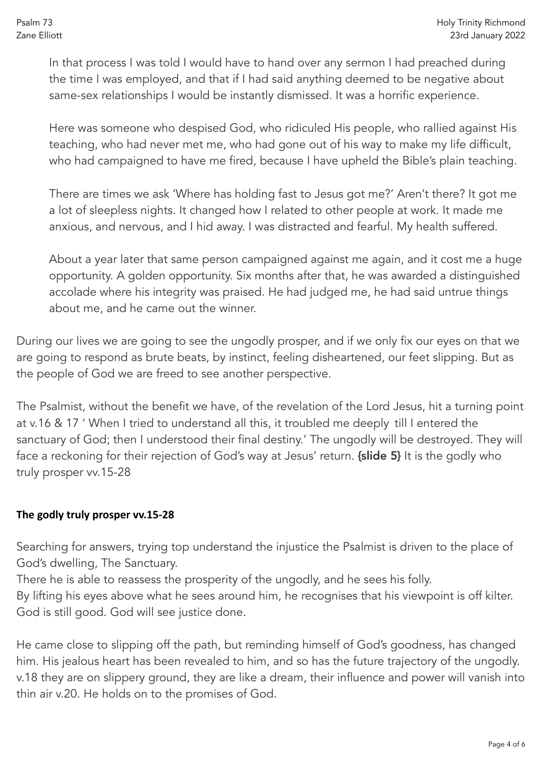> In that process I was told I would have to hand over any sermon I had preached during the time I was employed, and that if I had said anything deemed to be negative about same-sex relationships I would be instantly dismissed. It was a horrific experience.
>
> Here was someone who despised God, who ridiculed His people, who rallied against His teaching, who had never met me, who had gone out of his way to make my life difficult, who had campaigned to have me fired, because I have upheld the Bible's plain teaching.
>
> There are times we ask 'Where has holding fast to Jesus got me?' Aren't there? It got me a lot of sleepless nights. It changed how I related to other people at work. It made me anxious, and nervous, and I hid away. I was distracted and fearful. My health suffered.
>
> About a year later that same person campaigned against me again, and it cost me a huge opportunity. A golden opportunity. Six months after that, he was awarded a distinguished accolade where his integrity was praised. He had judged me, he had said untrue things about me, and he came out the winner.

During our lives we are going to see the ungodly prosper, and if we only fix our eyes on that we are going to respond as brute beats, by instinct, feeling disheartened, our feet slipping. But as the people of God we are freed to see another perspective.

The Psalmist, without the benefit we have, of the revelation of the Lord Jesus, hit a turning point at v.16 & 17 ' When I tried to understand all this, it troubled me deeply till I entered the sanctuary of God; then I understood their final destiny.' The ungodly will be destroyed. They will face a reckoning for their rejection of God's way at Jesus' return. **{slide 5}** It is the godly who truly prosper vv.15-28

### The godly truly prosper vv.15-28

Searching for answers, trying top understand the injustice the Psalmist is driven to the place of God's dwelling, The Sanctuary.
There he is able to reassess the prosperity of the ungodly, and he sees his folly.
By lifting his eyes above what he sees around him, he recognises that his viewpoint is off kilter. God is still good. God will see justice done.

He came close to slipping off the path, but reminding himself of God's goodness, has changed him. His jealous heart has been revealed to him, and so has the future trajectory of the ungodly. v.18 they are on slippery ground, they are like a dream, their influence and power will vanish into thin air v.20. He holds on to the promises of God.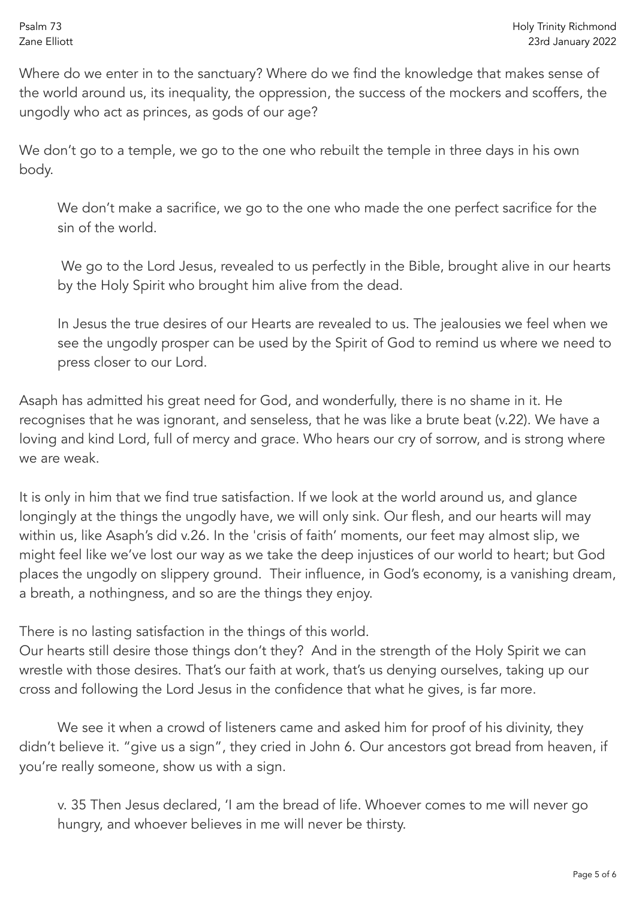Where do we enter in to the sanctuary? Where do we find the knowledge that makes sense of the world around us, its inequality, the oppression, the success of the mockers and scoffers, the ungodly who act as princes, as gods of our age?

We don't go to a temple, we go to the one who rebuilt the temple in three days in his own body.

> We don't make a sacrifice, we go to the one who made the one perfect sacrifice for the sin of the world.
>
> We go to the Lord Jesus, revealed to us perfectly in the Bible, brought alive in our hearts by the Holy Spirit who brought him alive from the dead.
>
> In Jesus the true desires of our Hearts are revealed to us. The jealousies we feel when we see the ungodly prosper can be used by the Spirit of God to remind us where we need to press closer to our Lord.

Asaph has admitted his great need for God, and wonderfully, there is no shame in it. He recognises that he was ignorant, and senseless, that he was like a brute beat (v.22). We have a loving and kind Lord, full of mercy and grace. Who hears our cry of sorrow, and is strong where we are weak.

It is only in him that we find true satisfaction. If we look at the world around us, and glance longingly at the things the ungodly have, we will only sink. Our flesh, and our hearts will may within us, like Asaph's did v.26. In the 'crisis of faith' moments, our feet may almost slip, we might feel like we've lost our way as we take the deep injustices of our world to heart; but God places the ungodly on slippery ground. Their influence, in God's economy, is a vanishing dream, a breath, a nothingness, and so are the things they enjoy.

There is no lasting satisfaction in the things of this world.
Our hearts still desire those things don't they? And in the strength of the Holy Spirit we can wrestle with those desires. That's our faith at work, that's us denying ourselves, taking up our cross and following the Lord Jesus in the confidence that what he gives, is far more.

We see it when a crowd of listeners came and asked him for proof of his divinity, they didn't believe it. "give us a sign", they cried in John 6. Our ancestors got bread from heaven, if you're really someone, show us with a sign.

> v. 35 Then Jesus declared, 'I am the bread of life. Whoever comes to me will never go hungry, and whoever believes in me will never be thirsty.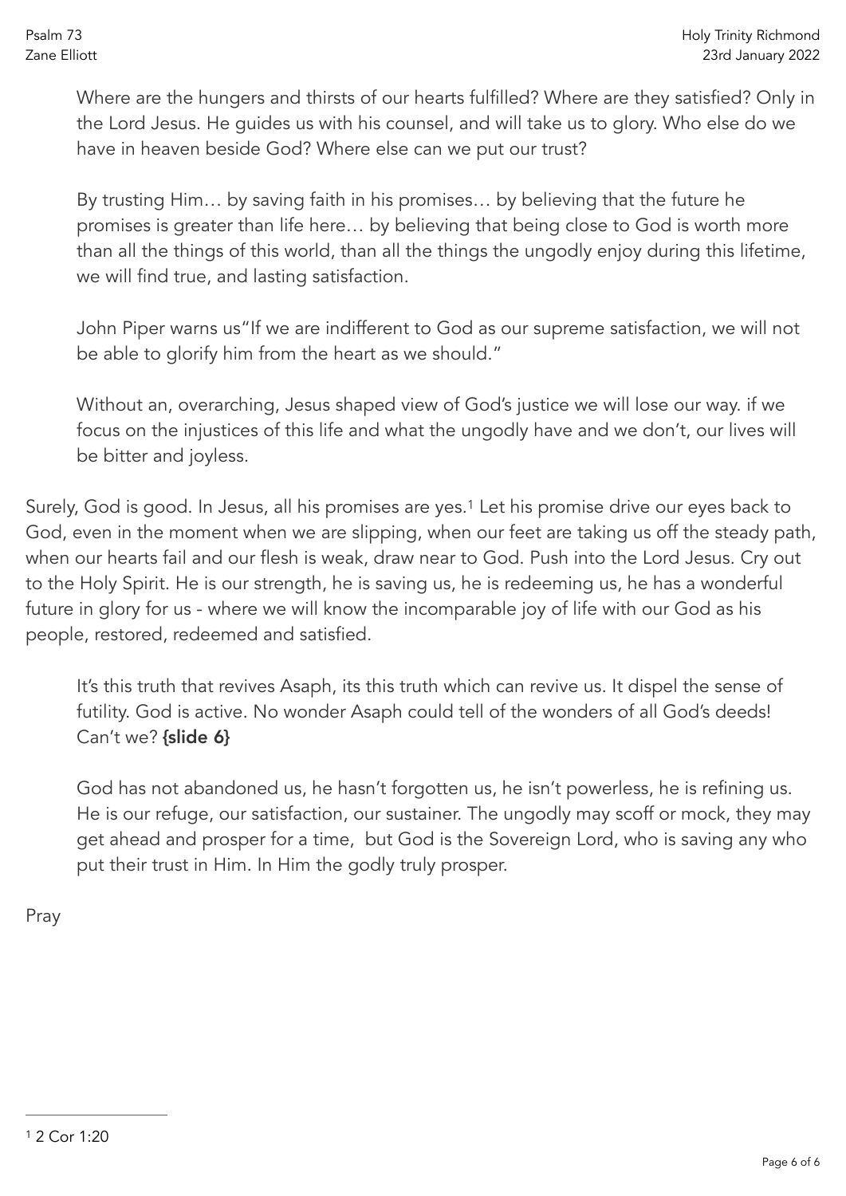Where are the hungers and thirsts of our hearts fulfilled? Where are they satisfied? Only in the Lord Jesus. He guides us with his counsel, and will take us to glory. Who else do we have in heaven beside God? Where else can we put our trust?

By trusting Him… by saving faith in his promises… by believing that the future he promises is greater than life here… by believing that being close to God is worth more than all the things of this world, than all the things the ungodly enjoy during this lifetime, we will find true, and lasting satisfaction.

John Piper warns us"If we are indifferent to God as our supreme satisfaction, we will not be able to glorify him from the heart as we should."

Without an, overarching, Jesus shaped view of God's justice we will lose our way. if we focus on the injustices of this life and what the ungodly have and we don't, our lives will be bitter and joyless.

Surely, God is good. In Jesus, all his promises are yes.[1] Let his promise drive our eyes back to God, even in the moment when we are slipping, when our feet are taking us off the steady path, when our hearts fail and our flesh is weak, draw near to God. Push into the Lord Jesus. Cry out to the Holy Spirit. He is our strength, he is saving us, he is redeeming us, he has a wonderful future in glory for us - where we will know the incomparable joy of life with our God as his people, restored, redeemed and satisfied.

It's this truth that revives Asaph, its this truth which can revive us. It dispel the sense of futility. God is active. No wonder Asaph could tell of the wonders of all God's deeds! Can't we? **{slide 6}**

God has not abandoned us, he hasn't forgotten us, he isn't powerless, he is refining us. He is our refuge, our satisfaction, our sustainer. The ungodly may scoff or mock, they may get ahead and prosper for a time, but God is the Sovereign Lord, who is saving any who put their trust in Him. In Him the godly truly prosper.

Pray

---

[1] 2 Cor 1:20